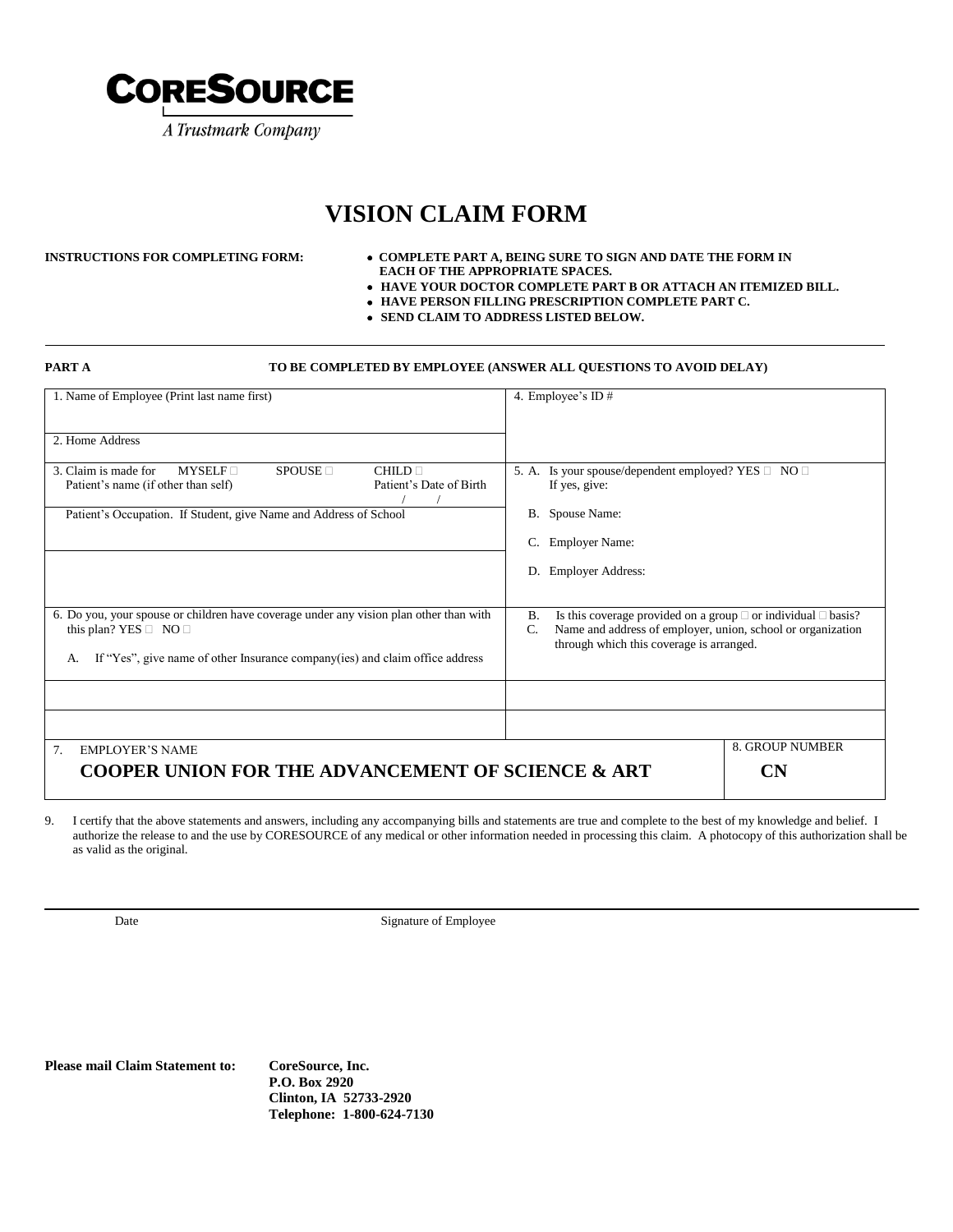**CORESOURCE**
*A Trustmark Company*

# VISION CLAIM FORM

**INSTRUCTIONS FOR COMPLETING FORM:**

- **COMPLETE PART A, BEING SURE TO SIGN AND DATE THE FORM IN EACH OF THE APPROPRIATE SPACES.**
- **HAVE YOUR DOCTOR COMPLETE PART B OR ATTACH AN ITEMIZED BILL.**
- **HAVE PERSON FILLING PRESCRIPTION COMPLETE PART C.**
- **SEND CLAIM TO ADDRESS LISTED BELOW.**

---

**PART A** **TO BE COMPLETED BY EMPLOYEE (ANSWER ALL QUESTIONS TO AVOID DELAY)**

| | |
|---|---|
| 1. Name of Employee (Print last name first) | 4. Employee's ID # |
| 2. Home Address | |
| 3. Claim is made for MYSELF ☐ SPOUSE ☐ CHILD ☐<br>Patient's name (if other than self) Patient's Date of Birth / / | 5. A. Is your spouse/dependent employed? YES ☐ NO ☐<br>If yes, give: |
| Patient's Occupation. If Student, give Name and Address of School | B. Spouse Name:<br>C. Employer Name: |
| | D. Employer Address: |
| 6. Do you, your spouse or children have coverage under any vision plan other than with this plan? YES ☐ NO ☐<br>A. If "Yes", give name of other Insurance company(ies) and claim office address | B. Is this coverage provided on a group ☐ or individual ☐ basis?<br>C. Name and address of employer, union, school or organization through which this coverage is arranged. |
| | |
| | |
| 7. EMPLOYER'S NAME<br>**COOPER UNION FOR THE ADVANCEMENT OF SCIENCE & ART** | 8. GROUP NUMBER<br>**CN** |

9. I certify that the above statements and answers, including any accompanying bills and statements are true and complete to the best of my knowledge and belief. I authorize the release to and the use by CORESOURCE of any medical or other information needed in processing this claim. A photocopy of this authorization shall be as valid as the original.

Date Signature of Employee

**Please mail Claim Statement to:**

**CoreSource, Inc.**
**P.O. Box 2920**
**Clinton, IA 52733-2920**
**Telephone: 1-800-624-7130**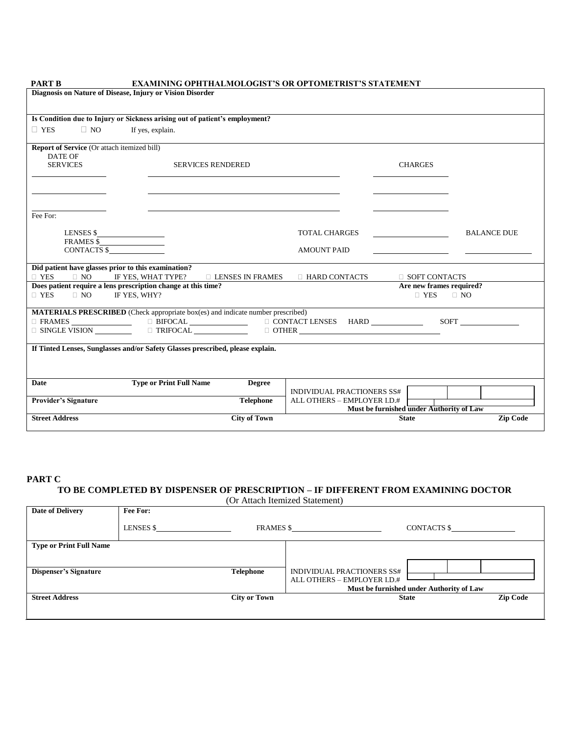## PART B — EXAMINING OPHTHALMOLOGIST'S OR OPTOMETRIST'S STATEMENT

**Diagnosis on Nature of Disease, Injury or Vision Disorder**

**Is Condition due to Injury or Sickness arising out of patient's employment?**

☐ YES ☐ NO If yes, explain.

**Report of Service** (Or attach itemized bill)

| DATE OF SERVICES | SERVICES RENDERED | CHARGES |
|---|---|---|
| | | |
| | | |
| | | |

Fee For:

LENSES $ ______ TOTAL CHARGES ______ BALANCE DUE

FRAMES $ ______

CONTACTS $ ______ AMOUNT PAID ______ ______

**Did patient have glasses prior to this examination?**

☐ YES ☐ NO IF YES, WHAT TYPE? ☐ LENSES IN FRAMES ☐ HARD CONTACTS ☐ SOFT CONTACTS

**Does patient require a lens prescription change at this time?**

☐ YES ☐ NO IF YES, WHY?

**Are new frames required?**

☐ YES ☐ NO

**MATERIALS PRESCRIBED** (Check appropriate box(es) and indicate number prescribed)

☐ FRAMES ______ ☐ BIFOCAL ______ ☐ CONTACT LENSES HARD ______ SOFT ______

☐ SINGLE VISION ______ ☐ TRIFOCAL ______ ☐ OTHER ______

**If Tinted Lenses, Sunglasses and/or Safety Glasses prescribed, please explain.**

| **Date** | **Type or Print Full Name** | **Degree** | INDIVIDUAL PRACTIONERS SS# |
|---|---|---|---|
| **Provider's Signature** | | **Telephone** | ALL OTHERS – EMPLOYER I.D.# **Must be furnished under Authority of Law** |
| **Street Address** | | **City of Town** | **State** **Zip Code** |

## PART C

### TO BE COMPLETED BY DISPENSER OF PRESCRIPTION – IF DIFFERENT FROM EXAMINING DOCTOR

(Or Attach Itemized Statement)

| **Date of Delivery** | **Fee For:** LENSES $ ______ FRAMES $ ______ CONTACTS $ ______ | |
|---|---|---|
| **Type or Print Full Name** | | |
| **Dispenser's Signature** | **Telephone** | INDIVIDUAL PRACTIONERS SS# ALL OTHERS – EMPLOYER I.D.# **Must be furnished under Authority of Law** |
| **Street Address** | **City or Town** | **State** **Zip Code** |